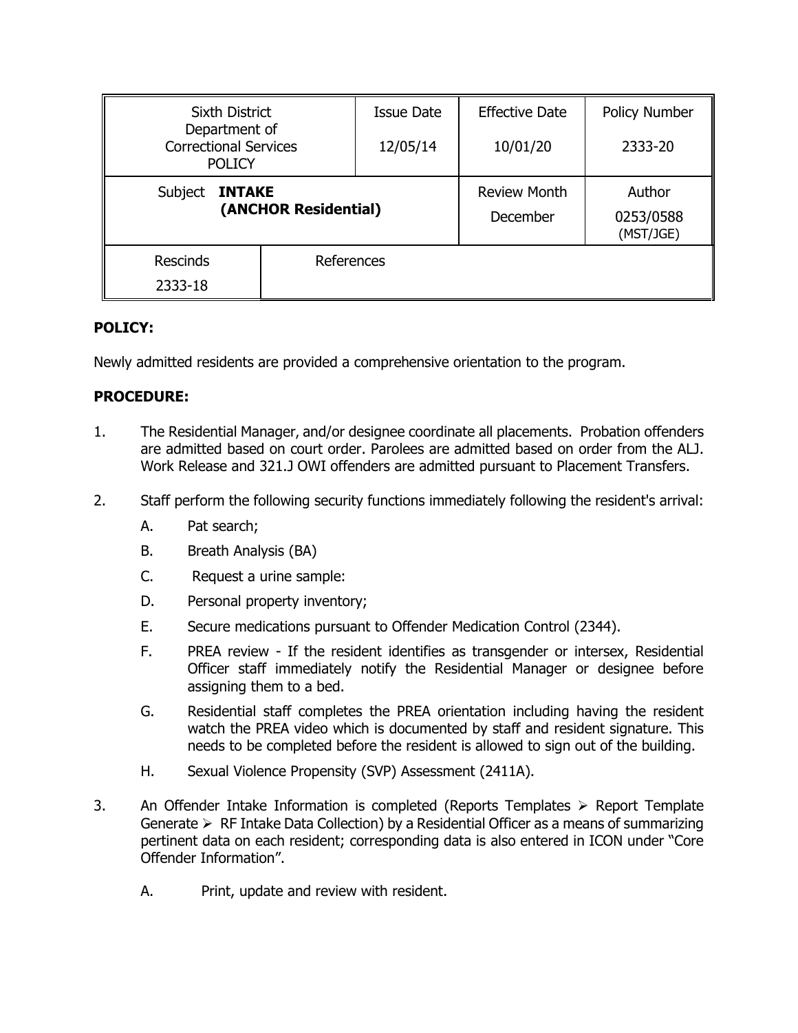| Sixth District Department of Correctional Services POLICY | | Issue Date<br>12/05/14 | Effective Date<br>10/01/20 | Policy Number<br>2333-20 |
|---|---|---|---|---|
| Subject **INTAKE (ANCHOR Residential)** | | | Review Month<br>December | Author<br>0253/0588 (MST/JGE) |
| Rescinds<br>2333-18 | References | | | |

**POLICY:**

Newly admitted residents are provided a comprehensive orientation to the program.

**PROCEDURE:**

1. The Residential Manager, and/or designee coordinate all placements. Probation offenders are admitted based on court order. Parolees are admitted based on order from the ALJ. Work Release and 321.J OWI offenders are admitted pursuant to Placement Transfers.

2. Staff perform the following security functions immediately following the resident's arrival:

   A. Pat search;

   B. Breath Analysis (BA)

   C. Request a urine sample:

   D. Personal property inventory;

   E. Secure medications pursuant to Offender Medication Control (2344).

   F. PREA review - If the resident identifies as transgender or intersex, Residential Officer staff immediately notify the Residential Manager or designee before assigning them to a bed.

   G. Residential staff completes the PREA orientation including having the resident watch the PREA video which is documented by staff and resident signature. This needs to be completed before the resident is allowed to sign out of the building.

   H. Sexual Violence Propensity (SVP) Assessment (2411A).

3. An Offender Intake Information is completed (Reports Templates ➢ Report Template Generate ➢ RF Intake Data Collection) by a Residential Officer as a means of summarizing pertinent data on each resident; corresponding data is also entered in ICON under "Core Offender Information".

   A. Print, update and review with resident.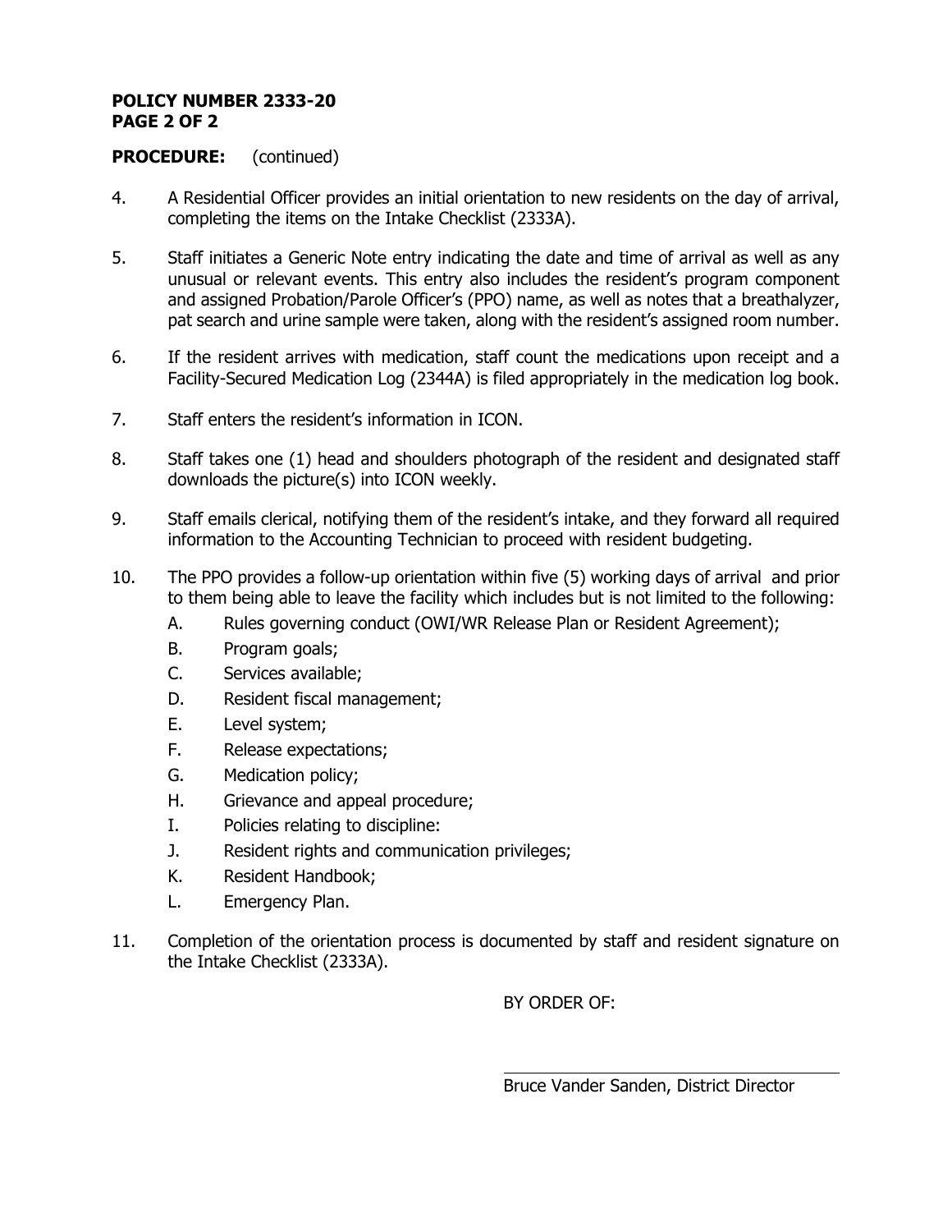**POLICY NUMBER 2333-20**

**PROCEDURE:** (continued)

4. A Residential Officer provides an initial orientation to new residents on the day of arrival, completing the items on the Intake Checklist (2333A).

5. Staff initiates a Generic Note entry indicating the date and time of arrival as well as any unusual or relevant events. This entry also includes the resident's program component and assigned Probation/Parole Officer's (PPO) name, as well as notes that a breathalyzer, pat search and urine sample were taken, along with the resident's assigned room number.

6. If the resident arrives with medication, staff count the medications upon receipt and a Facility-Secured Medication Log (2344A) is filed appropriately in the medication log book.

7. Staff enters the resident's information in ICON.

8. Staff takes one (1) head and shoulders photograph of the resident and designated staff downloads the picture(s) into ICON weekly.

9. Staff emails clerical, notifying them of the resident's intake, and they forward all required information to the Accounting Technician to proceed with resident budgeting.

10. The PPO provides a follow-up orientation within five (5) working days of arrival and prior to them being able to leave the facility which includes but is not limited to the following:
    - A. Rules governing conduct (OWI/WR Release Plan or Resident Agreement);
    - B. Program goals;
    - C. Services available;
    - D. Resident fiscal management;
    - E. Level system;
    - F. Release expectations;
    - G. Medication policy;
    - H. Grievance and appeal procedure;
    - I. Policies relating to discipline:
    - J. Resident rights and communication privileges;
    - K. Resident Handbook;
    - L. Emergency Plan.

11. Completion of the orientation process is documented by staff and resident signature on the Intake Checklist (2333A).

BY ORDER OF:

Bruce Vander Sanden, District Director